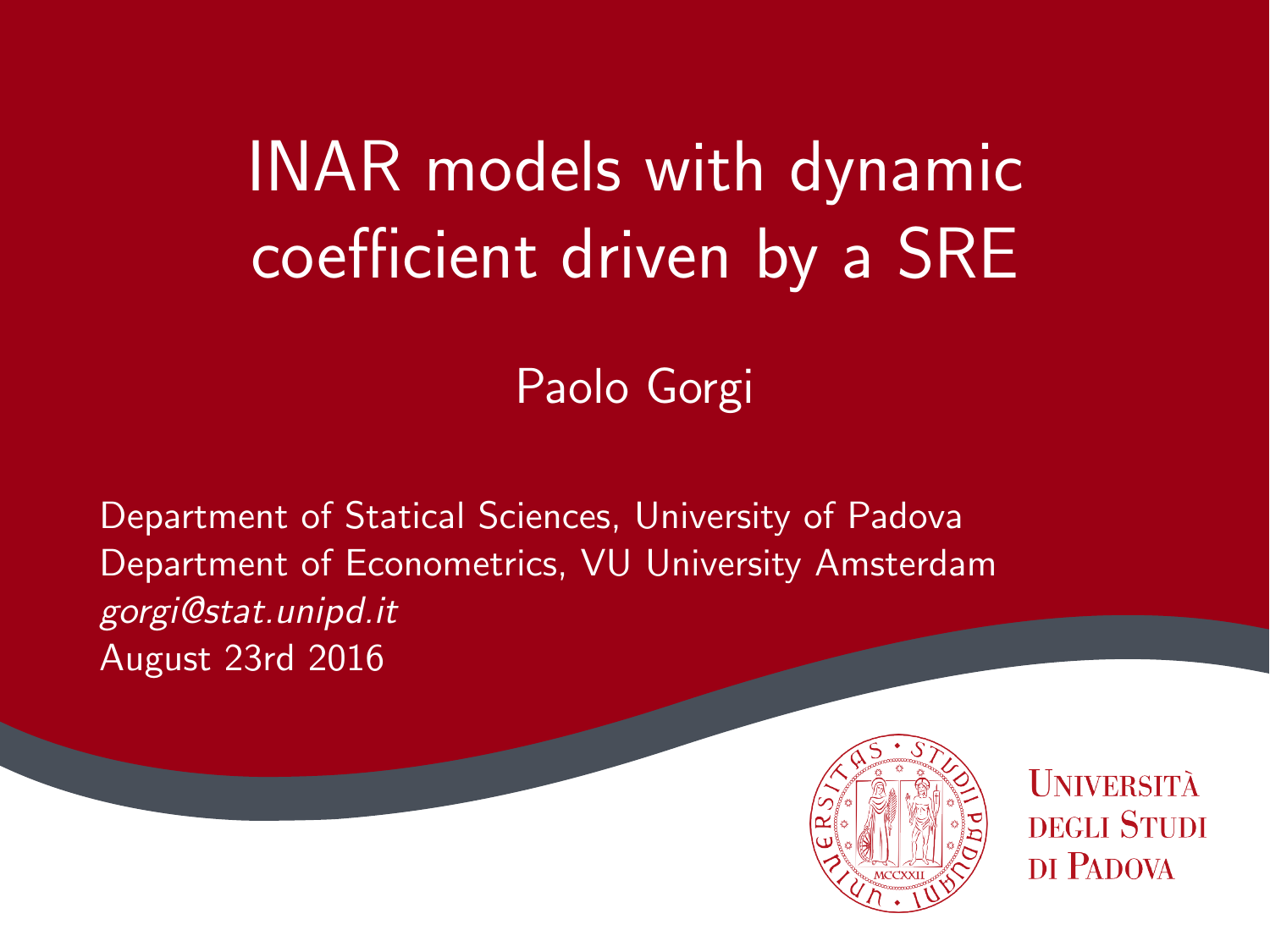# INAR models with dynamic coefficient driven by a SRE

Paolo Gorgi

Department of Statical Sciences, University of Padova
Department of Econometrics, VU University Amsterdam
*gorgi@stat.unipd.it*
August 23rd 2016

Università degli Studi di Padova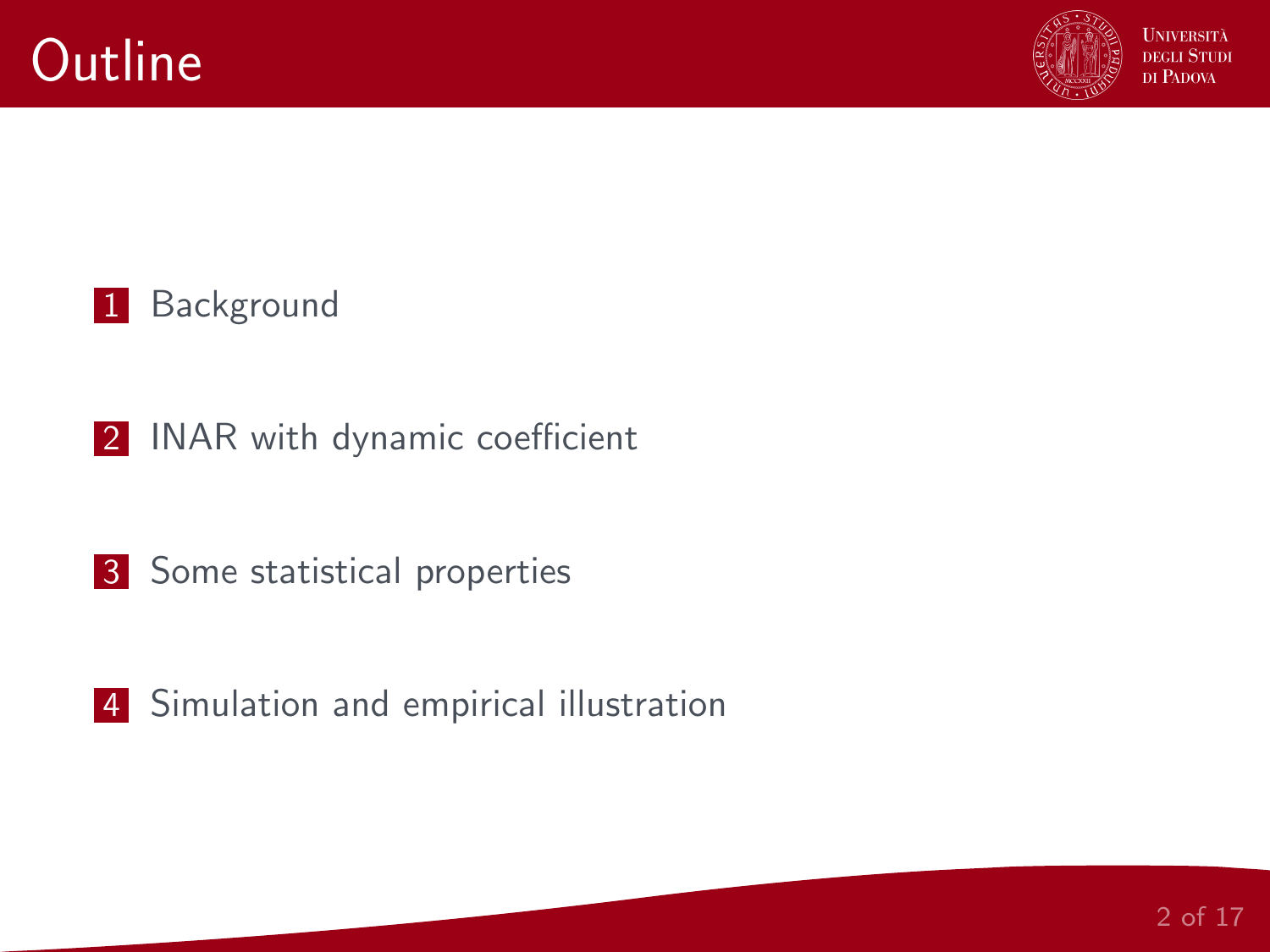# Outline

1. Background
2. INAR with dynamic coefficient
3. Some statistical properties
4. Simulation and empirical illustration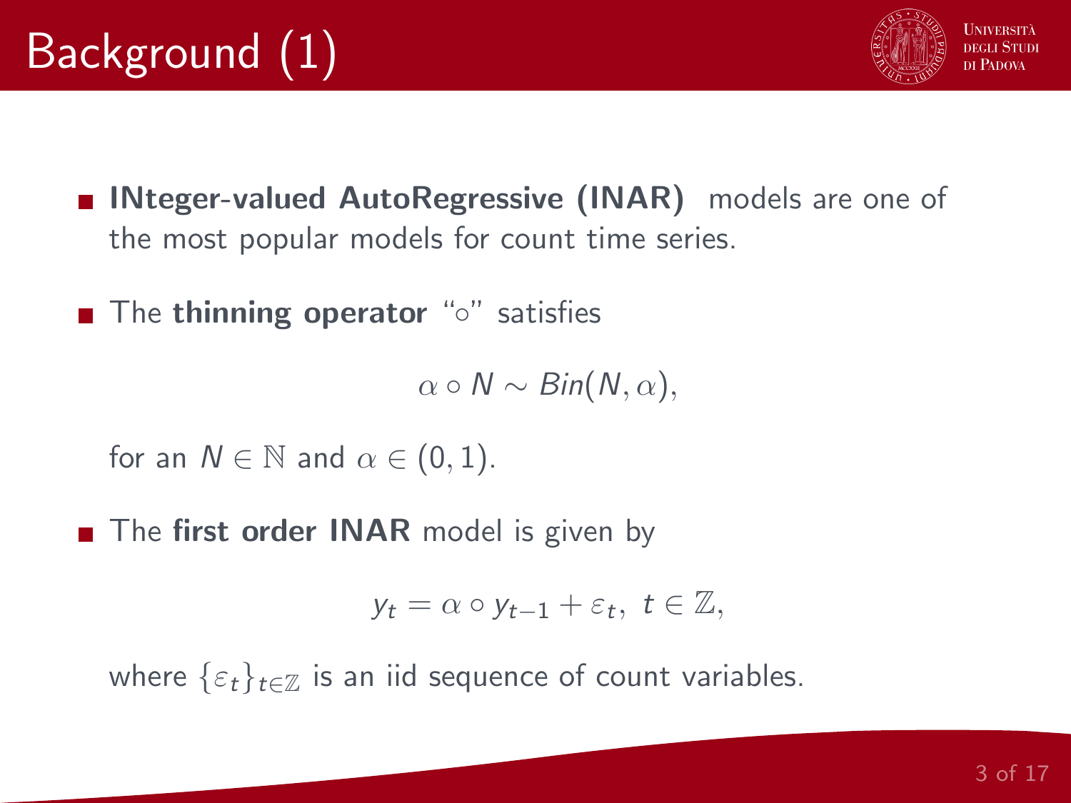# Background (1)

- **INteger-valued AutoRegressive (INAR)** models are one of the most popular models for count time series.

- The **thinning operator** "$\circ$" satisfies

$$\alpha \circ N \sim Bin(N, \alpha),$$

  for an $N \in \mathbb{N}$ and $\alpha \in (0, 1)$.

- The **first order INAR** model is given by

$$y_t = \alpha \circ y_{t-1} + \varepsilon_t, \ t \in \mathbb{Z},$$

  where $\{\varepsilon_t\}_{t \in \mathbb{Z}}$ is an iid sequence of count variables.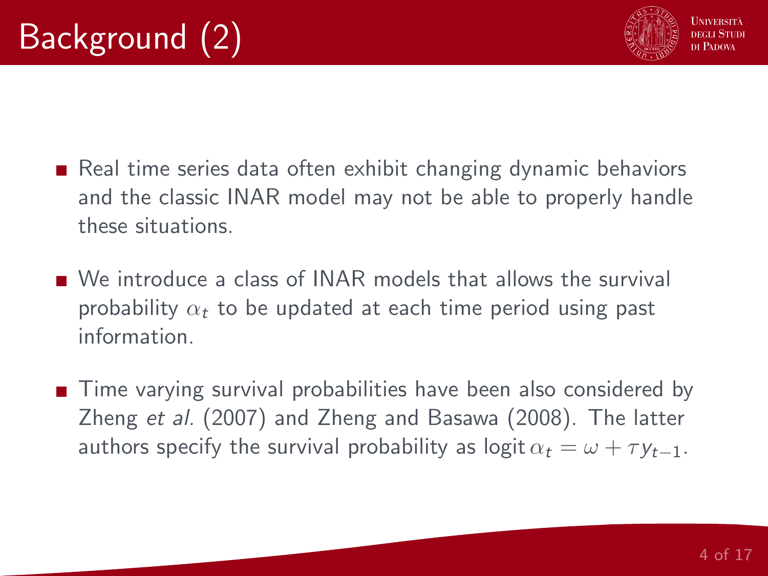# Background (2)

- Real time series data often exhibit changing dynamic behaviors and the classic INAR model may not be able to properly handle these situations.

- We introduce a class of INAR models that allows the survival probability $\alpha_t$ to be updated at each time period using past information.

- Time varying survival probabilities have been also considered by Zheng *et al.* (2007) and Zheng and Basawa (2008). The latter authors specify the survival probability as $\operatorname{logit} \alpha_t = \omega + \tau y_{t-1}$.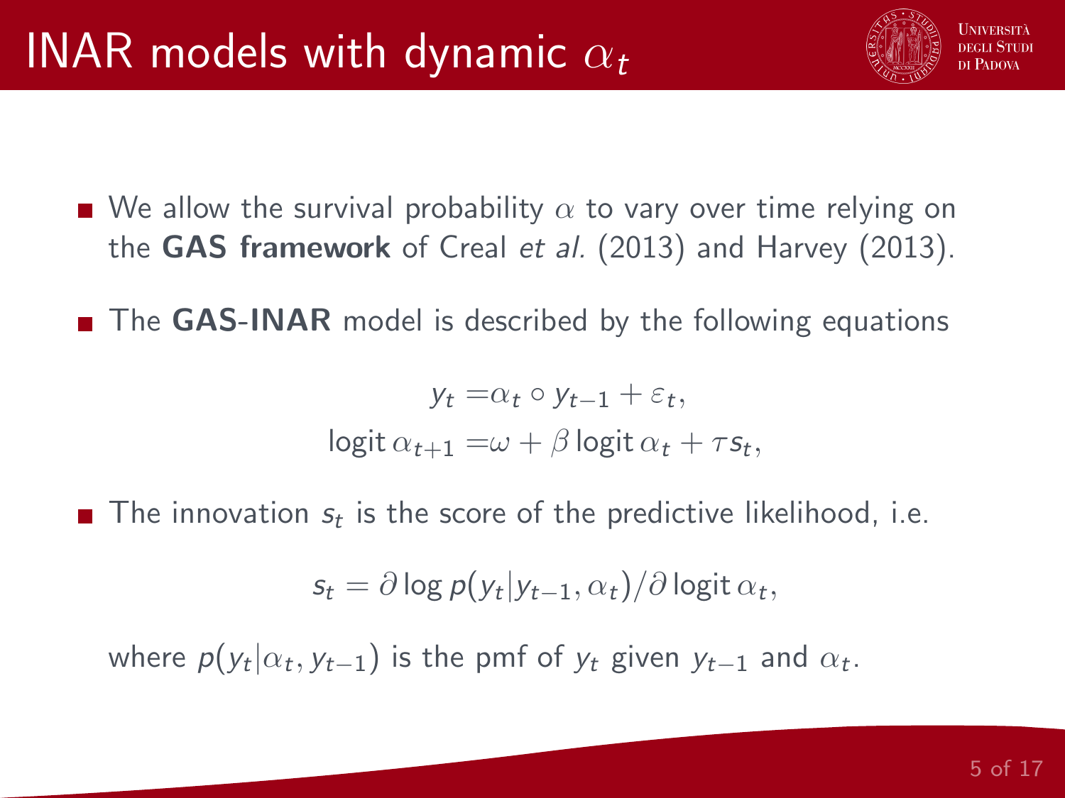# INAR models with dynamic $\alpha_t$

- We allow the survival probability $\alpha$ to vary over time relying on the **GAS framework** of Creal *et al.* (2013) and Harvey (2013).

- The **GAS-INAR** model is described by the following equations

$$
\begin{aligned}
y_t =& \alpha_t \circ y_{t-1} + \varepsilon_t, \\
\operatorname{logit} \alpha_{t+1} =& \omega + \beta \operatorname{logit} \alpha_t + \tau s_t,
\end{aligned}
$$

- The innovation $s_t$ is the score of the predictive likelihood, i.e.

$$
s_t = \partial \log p(y_t | y_{t-1}, \alpha_t) / \partial \operatorname{logit} \alpha_t,
$$

where $p(y_t | \alpha_t, y_{t-1})$ is the pmf of $y_t$ given $y_{t-1}$ and $\alpha_t$.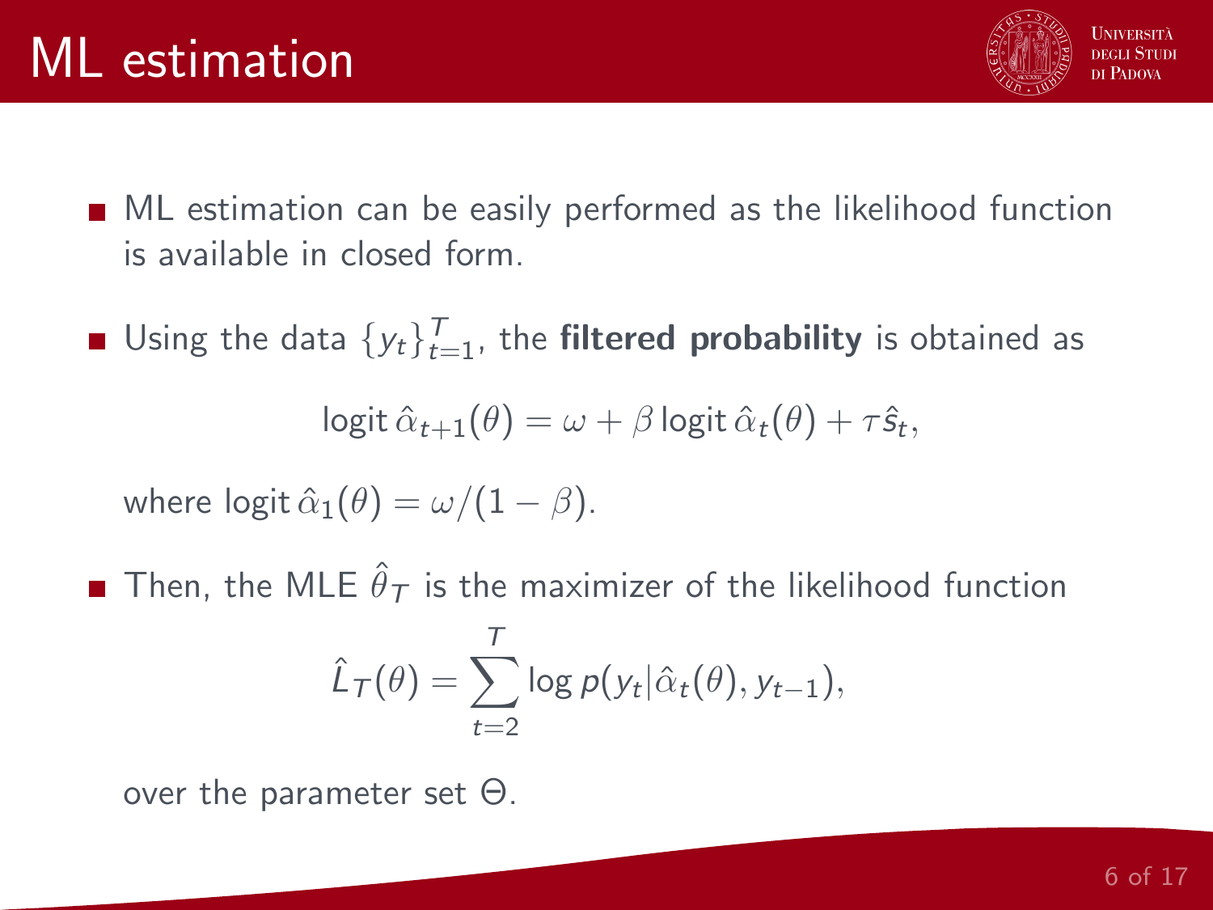# ML estimation

- ML estimation can be easily performed as the likelihood function is available in closed form.

- Using the data $\{y_t\}_{t=1}^{T}$, the **filtered probability** is obtained as

$$\operatorname{logit} \hat{\alpha}_{t+1}(\theta) = \omega + \beta \operatorname{logit} \hat{\alpha}_t(\theta) + \tau \hat{s}_t,$$

  where $\operatorname{logit} \hat{\alpha}_1(\theta) = \omega/(1-\beta)$.

- Then, the MLE $\hat{\theta}_T$ is the maximizer of the likelihood function

$$\hat{L}_T(\theta) = \sum_{t=2}^{T} \log p(y_t|\hat{\alpha}_t(\theta), y_{t-1}),$$

  over the parameter set $\Theta$.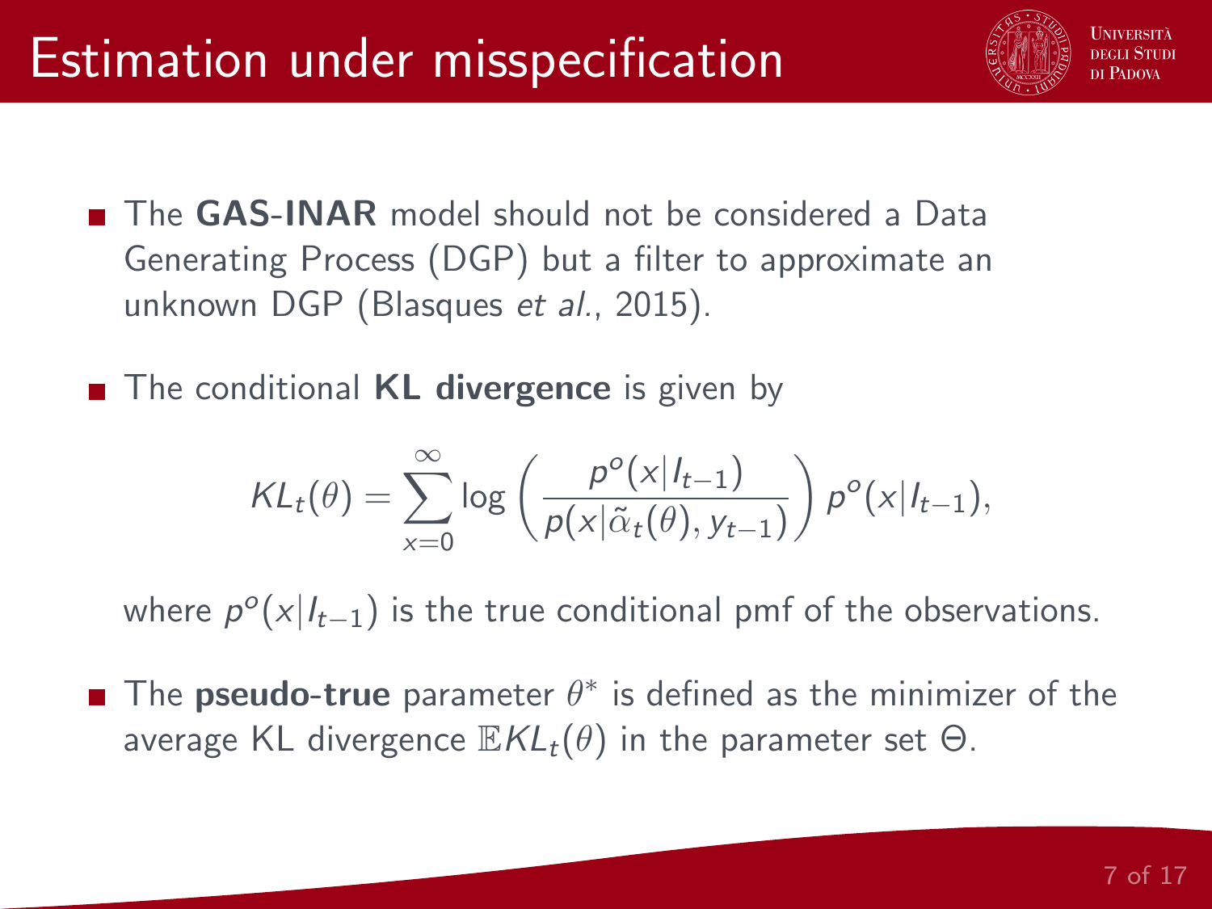# Estimation under misspecification

- The **GAS-INAR** model should not be considered a Data Generating Process (DGP) but a filter to approximate an unknown DGP (Blasques *et al.*, 2015).

- The conditional **KL divergence** is given by

$$KL_t(\theta) = \sum_{x=0}^{\infty} \log\left(\frac{p^o(x|I_{t-1})}{p(x|\tilde{\alpha}_t(\theta), y_{t-1})}\right) p^o(x|I_{t-1}),$$

  where $p^o(x|I_{t-1})$ is the true conditional pmf of the observations.

- The **pseudo-true** parameter $\theta^*$ is defined as the minimizer of the average KL divergence $\mathbb{E}KL_t(\theta)$ in the parameter set $\Theta$.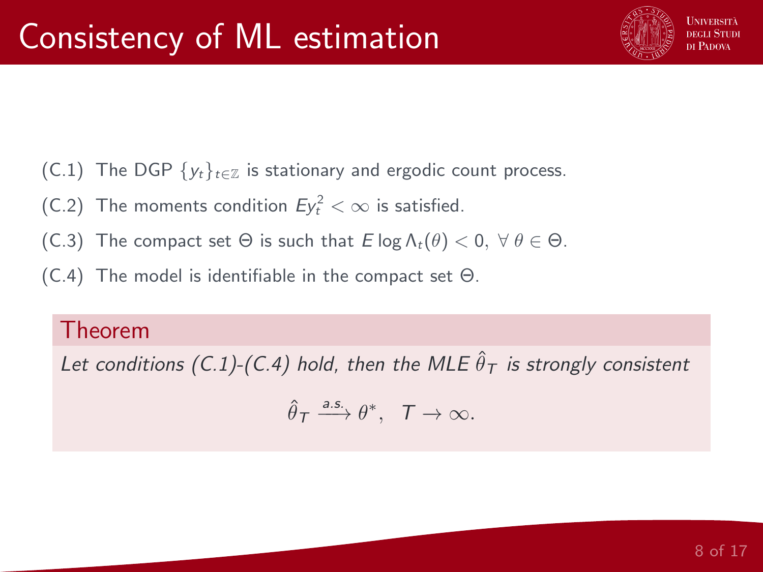# Consistency of ML estimation

(C.1) The DGP $\{y_t\}_{t \in \mathbb{Z}}$ is stationary and ergodic count process.

(C.2) The moments condition $E y_t^2 < \infty$ is satisfied.

(C.3) The compact set $\Theta$ is such that $E \log \Lambda_t(\theta) < 0, \; \forall \, \theta \in \Theta$.

(C.4) The model is identifiable in the compact set $\Theta$.

**Theorem**

*Let conditions (C.1)-(C.4) hold, then the MLE $\hat{\theta}_T$ is strongly consistent*

$$\hat{\theta}_T \xrightarrow{a.s.} \theta^*, \quad T \to \infty.$$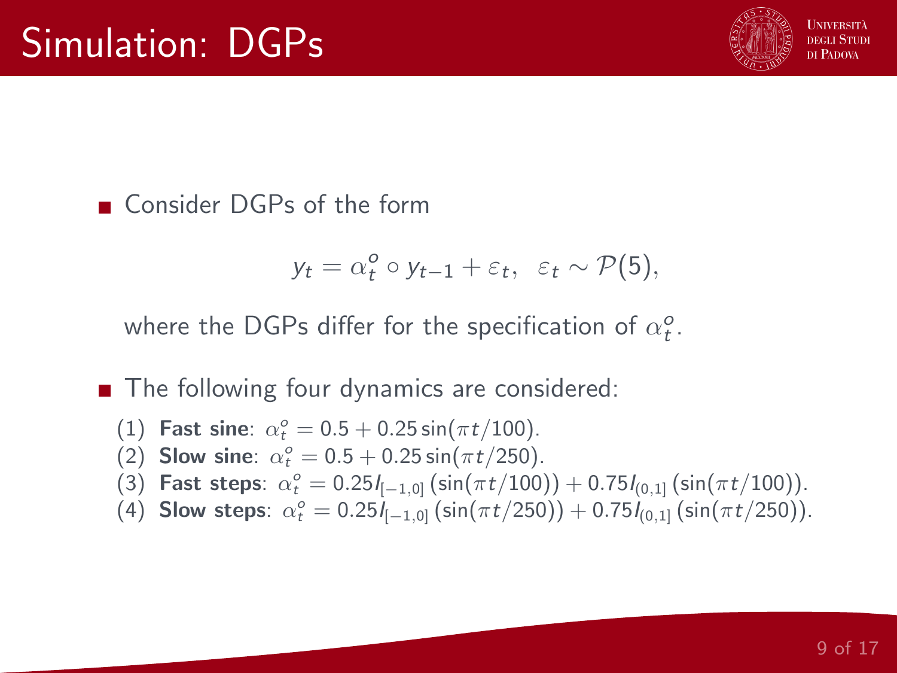# Simulation: DGPs

- Consider DGPs of the form

$$y_t = \alpha_t^o \circ y_{t-1} + \varepsilon_t, \;\; \varepsilon_t \sim \mathcal{P}(5),$$

  where the DGPs differ for the specification of $\alpha_t^o$.

- The following four dynamics are considered:
  1. **Fast sine**: $\alpha_t^o = 0.5 + 0.25\sin(\pi t/100)$.
  2. **Slow sine**: $\alpha_t^o = 0.5 + 0.25\sin(\pi t/250)$.
  3. **Fast steps**: $\alpha_t^o = 0.25 I_{[-1,0]}\left(\sin(\pi t/100)\right) + 0.75 I_{(0,1]}\left(\sin(\pi t/100)\right)$.
  4. **Slow steps**: $\alpha_t^o = 0.25 I_{[-1,0]}\left(\sin(\pi t/250)\right) + 0.75 I_{(0,1]}\left(\sin(\pi t/250)\right)$.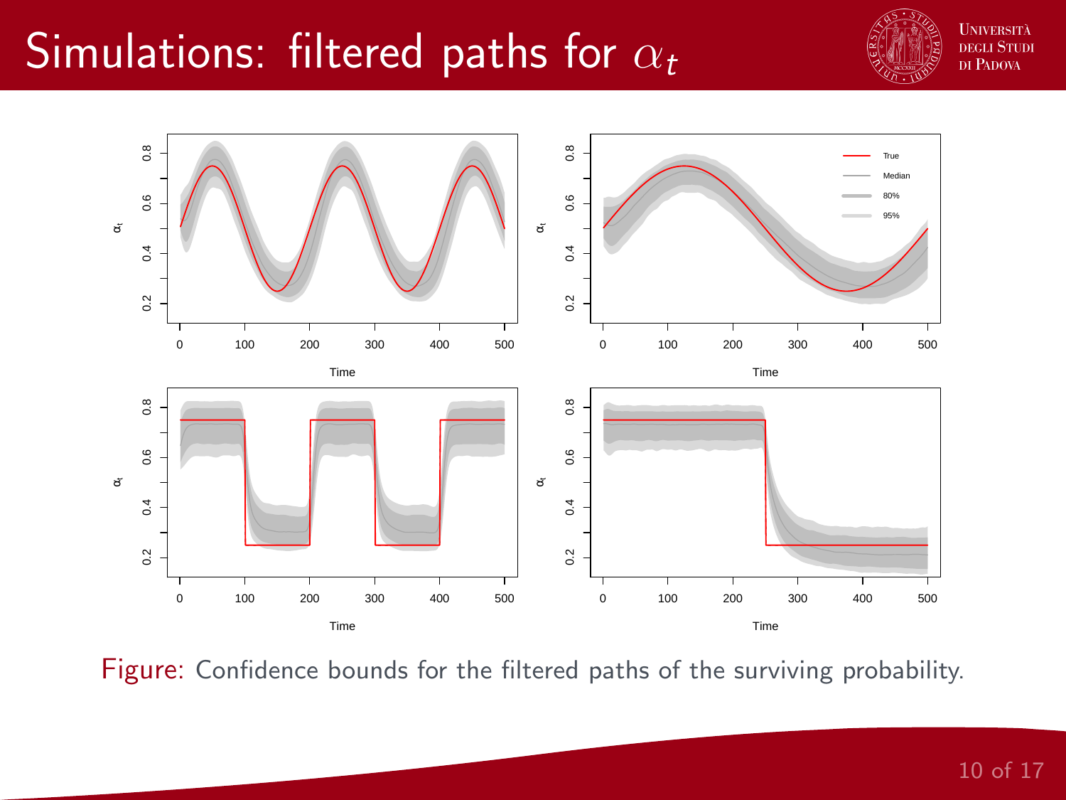# Simulations: filtered paths for $\alpha_t$

Figure: Confidence bounds for the filtered paths of the surviving probability.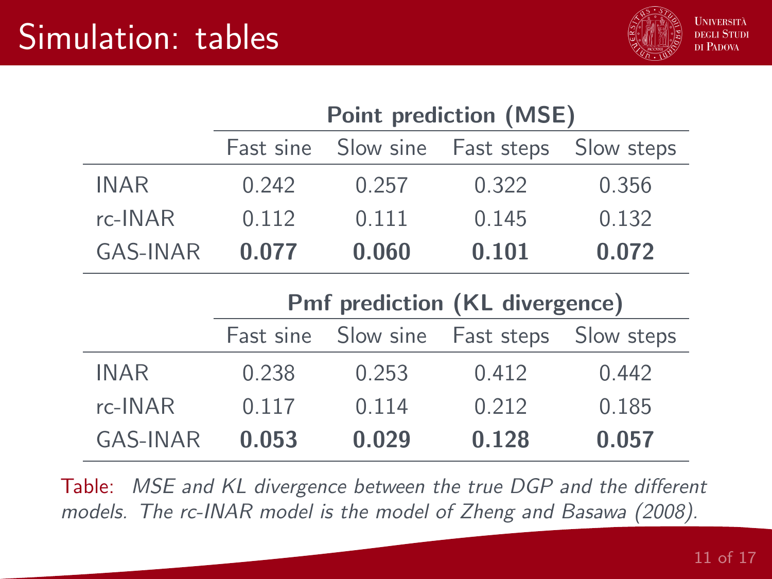# Simulation: tables

| | Point prediction (MSE) | | | |
|---|---|---|---|---|
| | Fast sine | Slow sine | Fast steps | Slow steps |
| INAR | 0.242 | 0.257 | 0.322 | 0.356 |
| rc-INAR | 0.112 | 0.111 | 0.145 | 0.132 |
| GAS-INAR | **0.077** | **0.060** | **0.101** | **0.072** |
| | **Pmf prediction (KL divergence)** | | | |
| | Fast sine | Slow sine | Fast steps | Slow steps |
| INAR | 0.238 | 0.253 | 0.412 | 0.442 |
| rc-INAR | 0.117 | 0.114 | 0.212 | 0.185 |
| GAS-INAR | **0.053** | **0.029** | **0.128** | **0.057** |

Table: *MSE and KL divergence between the true DGP and the different models. The rc-INAR model is the model of Zheng and Basawa (2008).*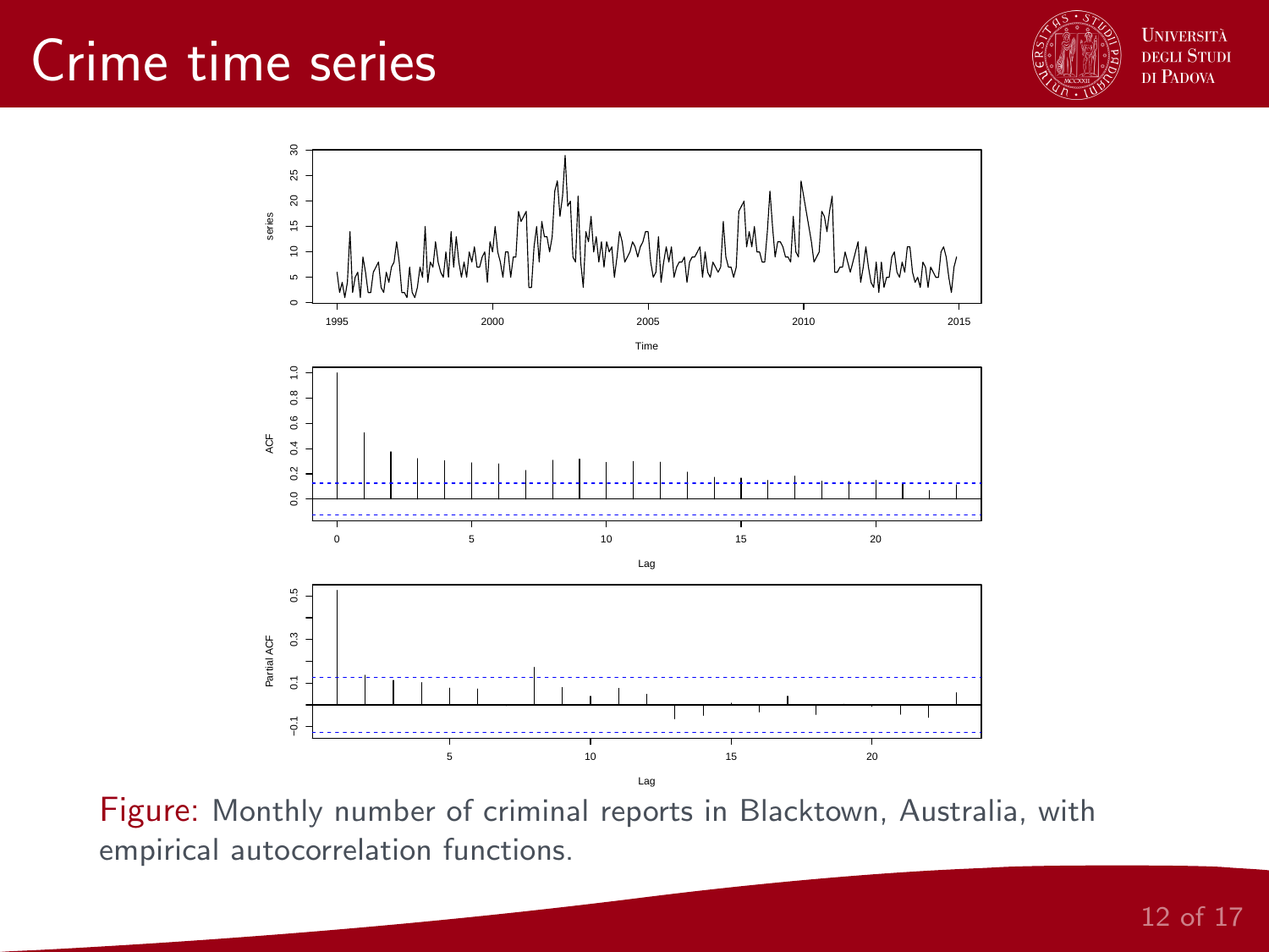# Crime time series

Figure: Monthly number of criminal reports in Blacktown, Australia, with empirical autocorrelation functions.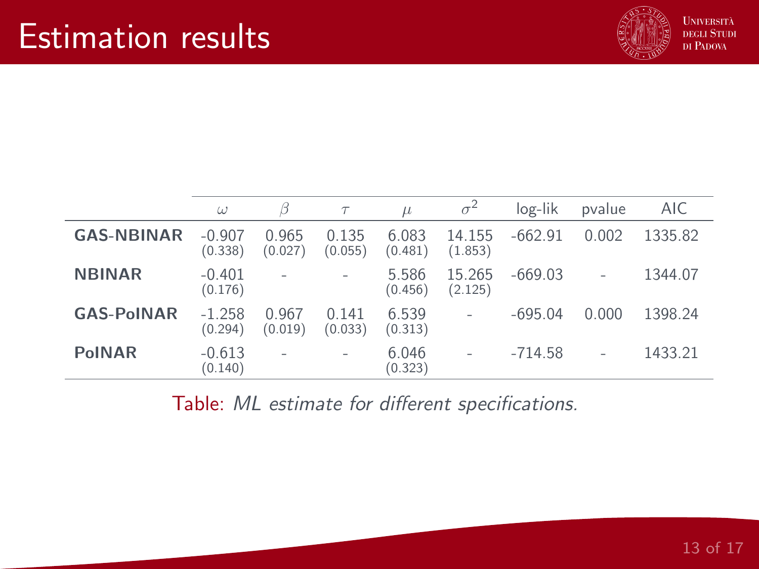# Estimation results

| | $\omega$ | $\beta$ | $\tau$ | $\mu$ | $\sigma^2$ | log-lik | pvalue | AIC |
|---|---|---|---|---|---|---|---|---|
| **GAS-NBINAR** | -0.907 (0.338) | 0.965 (0.027) | 0.135 (0.055) | 6.083 (0.481) | 14.155 (1.853) | -662.91 | 0.002 | 1335.82 |
| **NBINAR** | -0.401 (0.176) | - | - | 5.586 (0.456) | 15.265 (2.125) | -669.03 | - | 1344.07 |
| **GAS-PoINAR** | -1.258 (0.294) | 0.967 (0.019) | 0.141 (0.033) | 6.539 (0.313) | - | -695.04 | 0.000 | 1398.24 |
| **PoINAR** | -0.613 (0.140) | - | - | 6.046 (0.323) | - | -714.58 | - | 1433.21 |

Table: *ML estimate for different specifications.*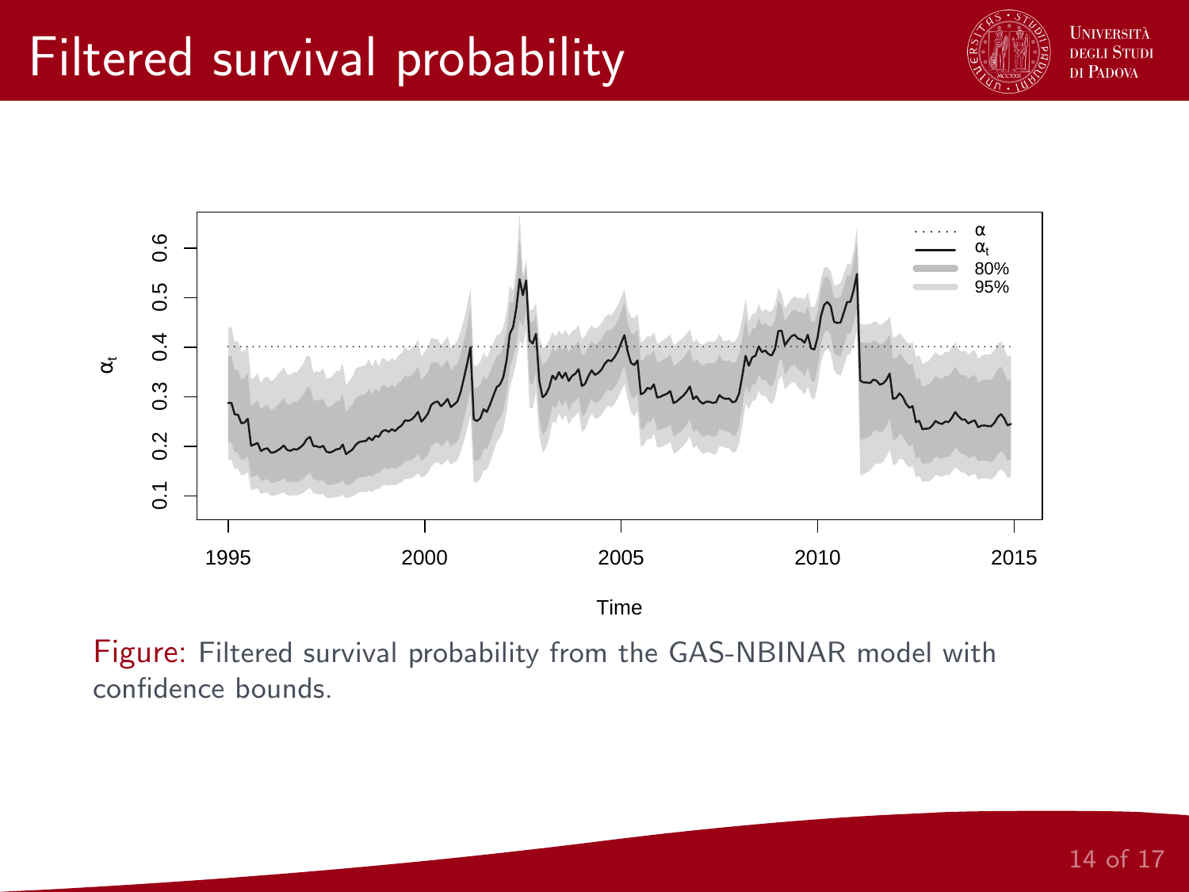# Filtered survival probability

Figure: Filtered survival probability from the GAS-NBINAR model with confidence bounds.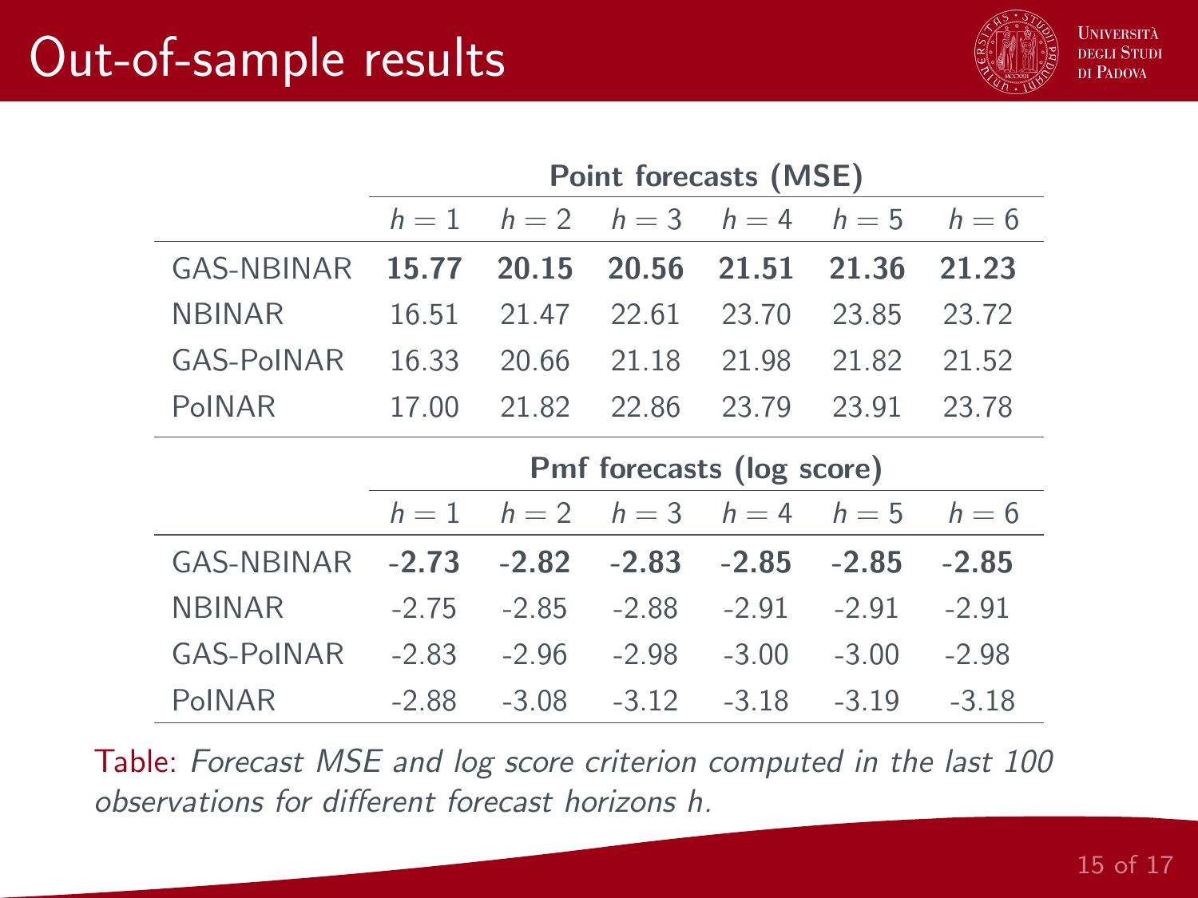# Out-of-sample results

| | Point forecasts (MSE) | | | | | |
|---|---|---|---|---|---|---|
| | $h = 1$ | $h = 2$ | $h = 3$ | $h = 4$ | $h = 5$ | $h = 6$ |
| GAS-NBINAR | **15.77** | **20.15** | **20.56** | **21.51** | **21.36** | **21.23** |
| NBINAR | 16.51 | 21.47 | 22.61 | 23.70 | 23.85 | 23.72 |
| GAS-PoINAR | 16.33 | 20.66 | 21.18 | 21.98 | 21.82 | 21.52 |
| PoINAR | 17.00 | 21.82 | 22.86 | 23.79 | 23.91 | 23.78 |
| | **Pmf forecasts (log score)** | | | | | |
| | $h = 1$ | $h = 2$ | $h = 3$ | $h = 4$ | $h = 5$ | $h = 6$ |
| GAS-NBINAR | **-2.73** | **-2.82** | **-2.83** | **-2.85** | **-2.85** | **-2.85** |
| NBINAR | -2.75 | -2.85 | -2.88 | -2.91 | -2.91 | -2.91 |
| GAS-PoINAR | -2.83 | -2.96 | -2.98 | -3.00 | -3.00 | -2.98 |
| PoINAR | -2.88 | -3.08 | -3.12 | -3.18 | -3.19 | -3.18 |

Table: *Forecast MSE and log score criterion computed in the last 100 observations for different forecast horizons h.*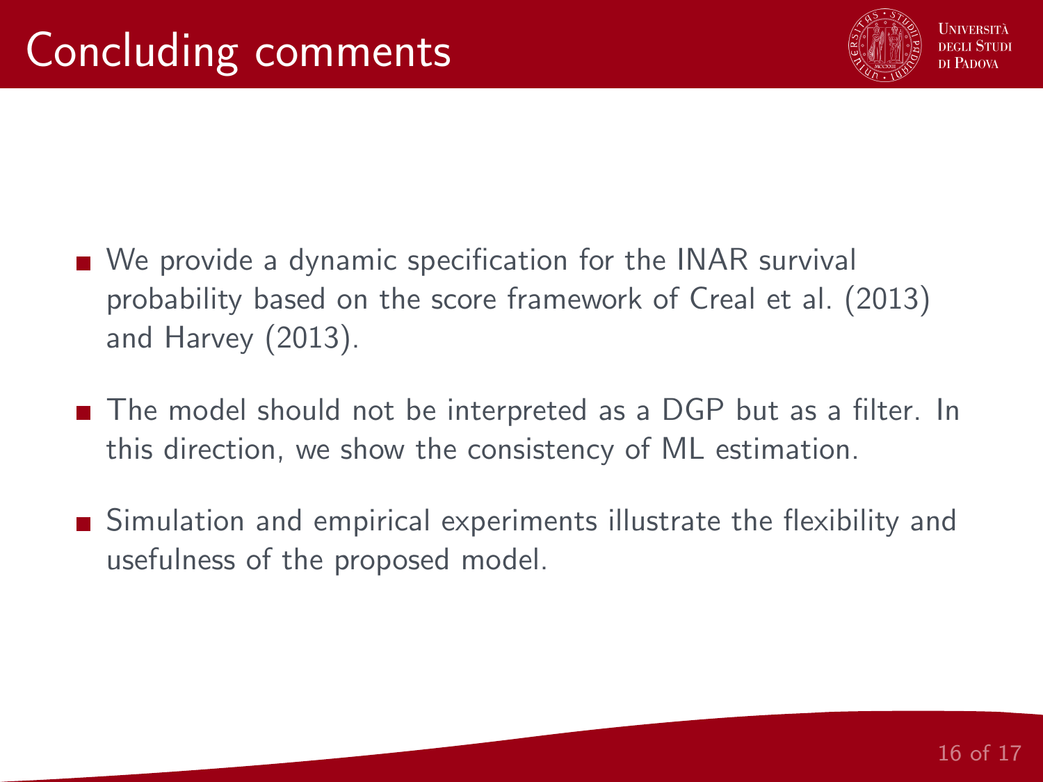# Concluding comments

- We provide a dynamic specification for the INAR survival probability based on the score framework of Creal et al. (2013) and Harvey (2013).
- The model should not be interpreted as a DGP but as a filter. In this direction, we show the consistency of ML estimation.
- Simulation and empirical experiments illustrate the flexibility and usefulness of the proposed model.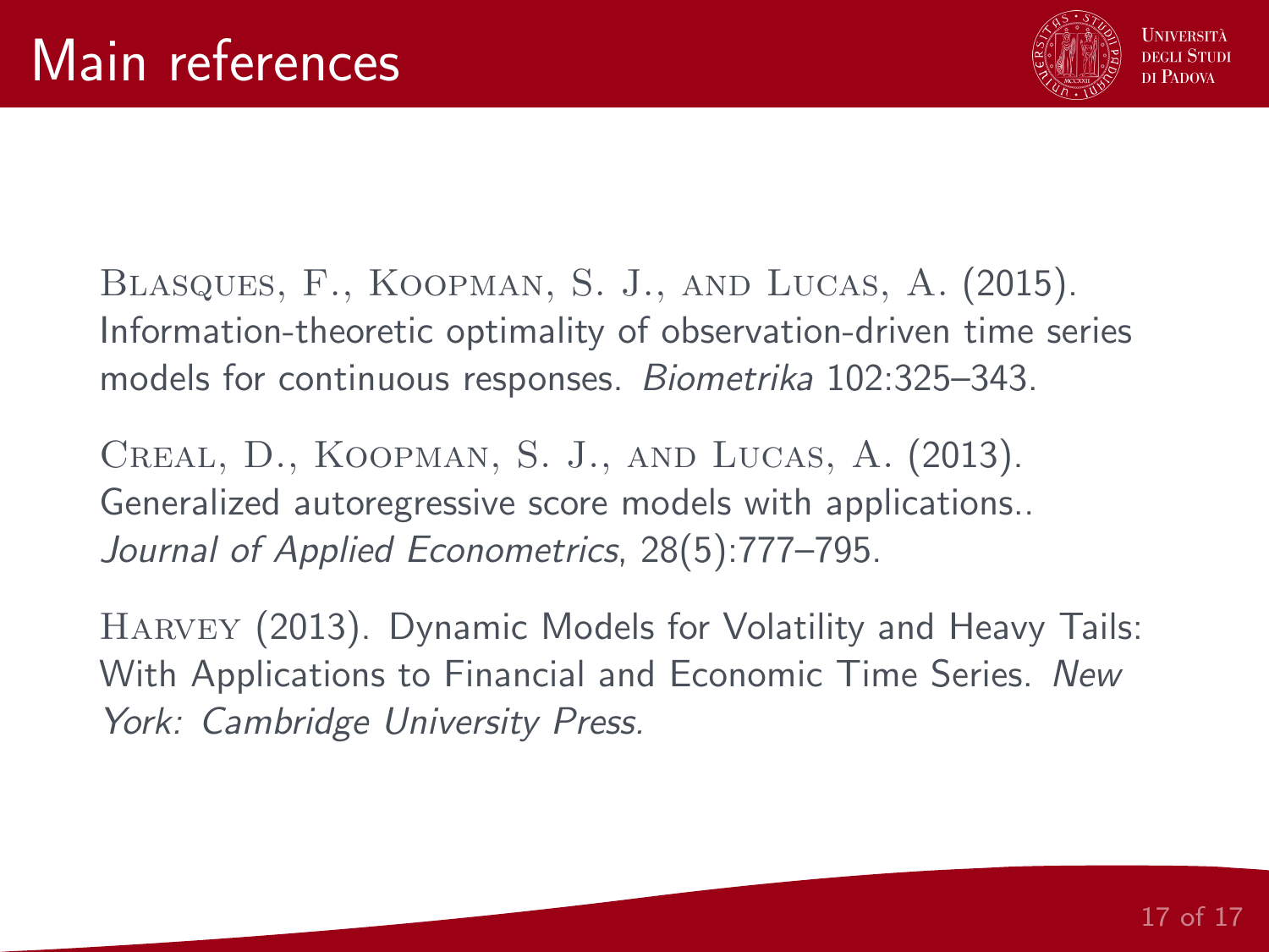# Main references

Blasques, F., Koopman, S. J., and Lucas, A. (2015). Information-theoretic optimality of observation-driven time series models for continuous responses. *Biometrika* 102:325–343.

Creal, D., Koopman, S. J., and Lucas, A. (2013). Generalized autoregressive score models with applications.. *Journal of Applied Econometrics*, 28(5):777–795.

Harvey (2013). Dynamic Models for Volatility and Heavy Tails: With Applications to Financial and Economic Time Series. *New York: Cambridge University Press.*